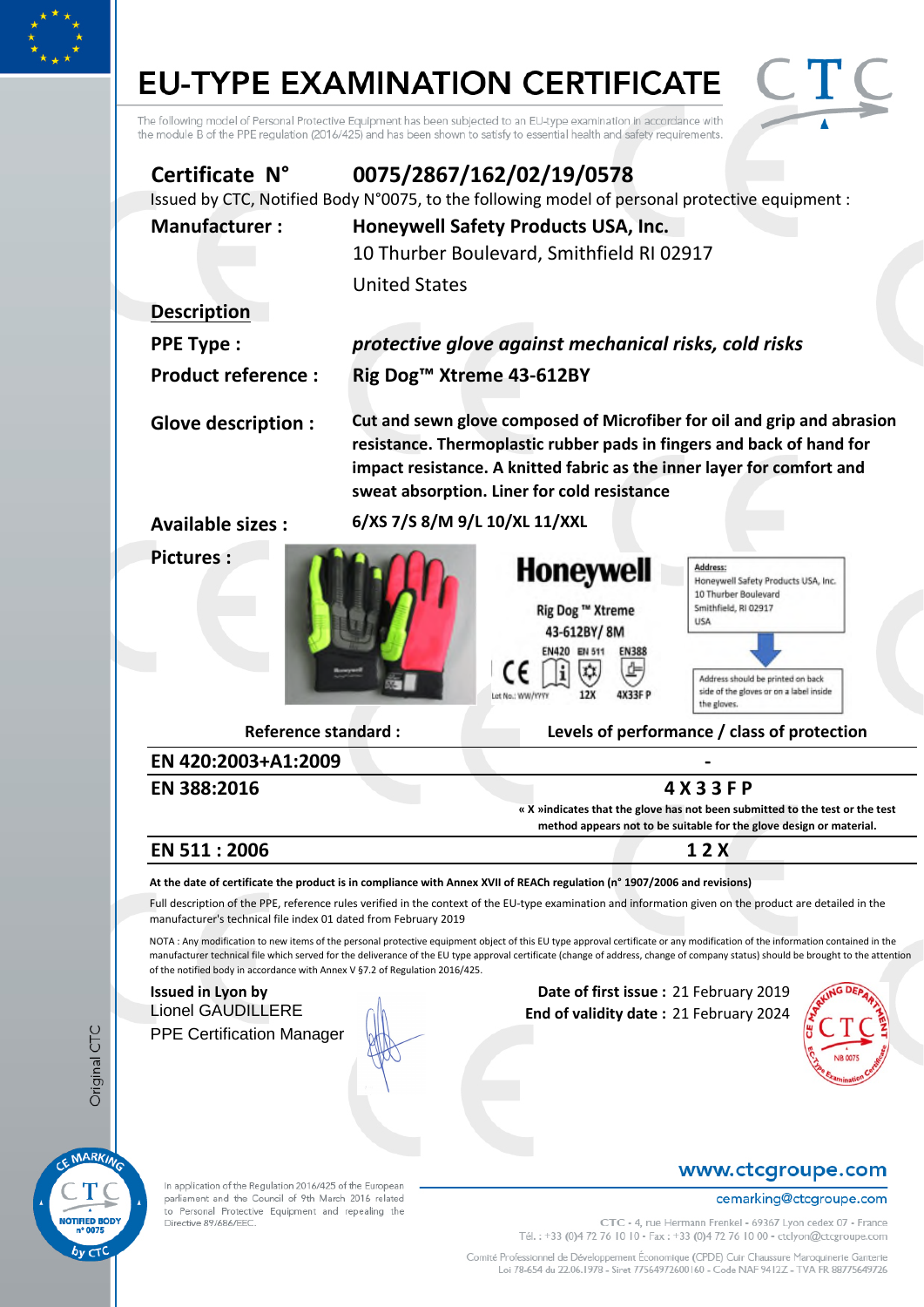# EU-TYPE EXAMINATION CERTIFICATE

The following model of Personal Protective Equipment has been subjected to an EU-type examination in accordance with the module B of the PPE regulation (2016/425) and has been shown to satisfy to essential health and safety requirements.

**Certificate N° 0075/2867/162/02/19/0578**

Issued by CTC, Notified Body N°0075, to the following model of personal protective equipment :

**Manufacturer :** **Honeywell Safety Products USA, Inc.**
10 Thurber Boulevard, Smithfield RI 02917
United States

**Description**

**PPE Type :** ***protective glove against mechanical risks, cold risks***

**Product reference :** **Rig Dog™ Xtreme 43-612BY**

**Glove description :** **Cut and sewn glove composed of Microfiber for oil and grip and abrasion resistance. Thermoplastic rubber pads in fingers and back of hand for impact resistance. A knitted fabric as the inner layer for comfort and sweat absorption. Liner for cold resistance**

**Available sizes :** **6/XS 7/S 8/M 9/L 10/XL 11/XXL**

**Pictures :**

Honeywell
Rig Dog ™ Xtreme
43-612BY/ 8M
EN420 EN 511 EN388
CE
Lot No.: WW/YYYY 12X 4X33F P

Address:
Honeywell Safety Products USA, Inc.
10 Thurber Boulevard
Smithfield, RI 02917
USA

Address should be printed on back side of the gloves or on a label inside the gloves.

| Reference standard : | Levels of performance / class of protection |
|---|---|
| **EN 420:2003+A1:2009** | **-** |
| **EN 388:2016** | **4 X 3 3 F P**<br>**« X »indicates that the glove has not been submitted to the test or the test method appears not to be suitable for the glove design or material.** |
| **EN 511 : 2006** | **1 2 X** |

**At the date of certificate the product is in compliance with Annex XVII of REACh regulation (n° 1907/2006 and revisions)**

Full description of the PPE, reference rules verified in the context of the EU-type examination and information given on the product are detailed in the manufacturer's technical file index 01 dated from February 2019

NOTA : Any modification to new items of the personal protective equipment object of this EU type approval certificate or any modification of the information contained in the manufacturer technical file which served for the deliverance of the EU type approval certificate (change of address, change of company status) should be brought to the attention of the notified body in accordance with Annex V §7.2 of Regulation 2016/425.

**Issued in Lyon by**
Lionel GAUDILLERE
PPE Certification Manager

**Date of first issue :** 21 February 2019
**End of validity date :** 21 February 2024

Original CTC

In application of the Regulation 2016/425 of the European parliament and the Council of 9th March 2016 related to Personal Protective Equipment and repealing the Directive 89/686/EEC.

www.ctcgroupe.com
cemarking@ctcgroupe.com

CTC - 4, rue Hermann Frenkel - 69367 Lyon cedex 07 - France
Tél. : +33 (0)4 72 76 10 10 - Fax : +33 (0)4 72 76 10 00 - ctclyon@ctcgroupe.com

Comité Professionnel de Développement Économique (CPDE) Cuir Chaussure Maroquinerie Ganterie
Loi 78-654 du 22.06.1978 - Siret 77564972600160 - Code NAF 9412Z - TVA FR 88775649726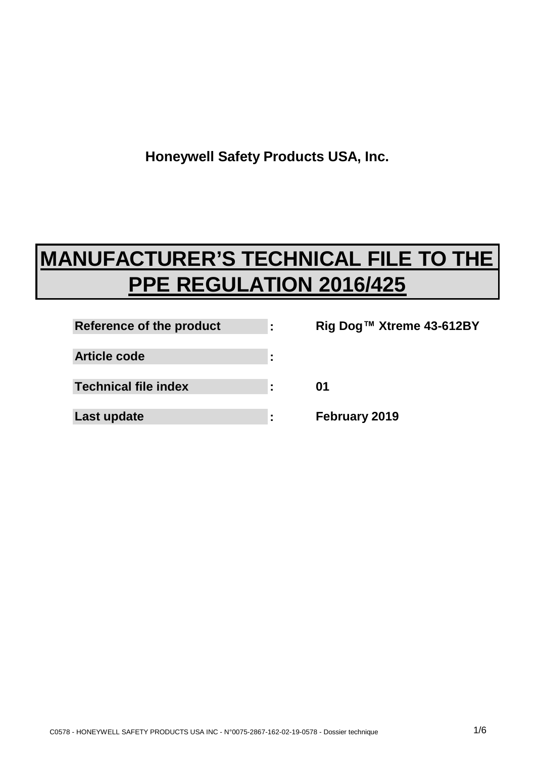**Honeywell Safety Products USA, Inc.**

# MANUFACTURER'S TECHNICAL FILE TO THE PPE REGULATION 2016/425

| | | |
|---|---|---|
| **Reference of the product** | : | **Rig Dog™ Xtreme 43-612BY** |
| **Article code** | : | |
| **Technical file index** | : | **01** |
| **Last update** | : | **February 2019** |

C0578 - HONEYWELL SAFETY PRODUCTS USA INC - N°0075-2867-162-02-19-0578 - Dossier technique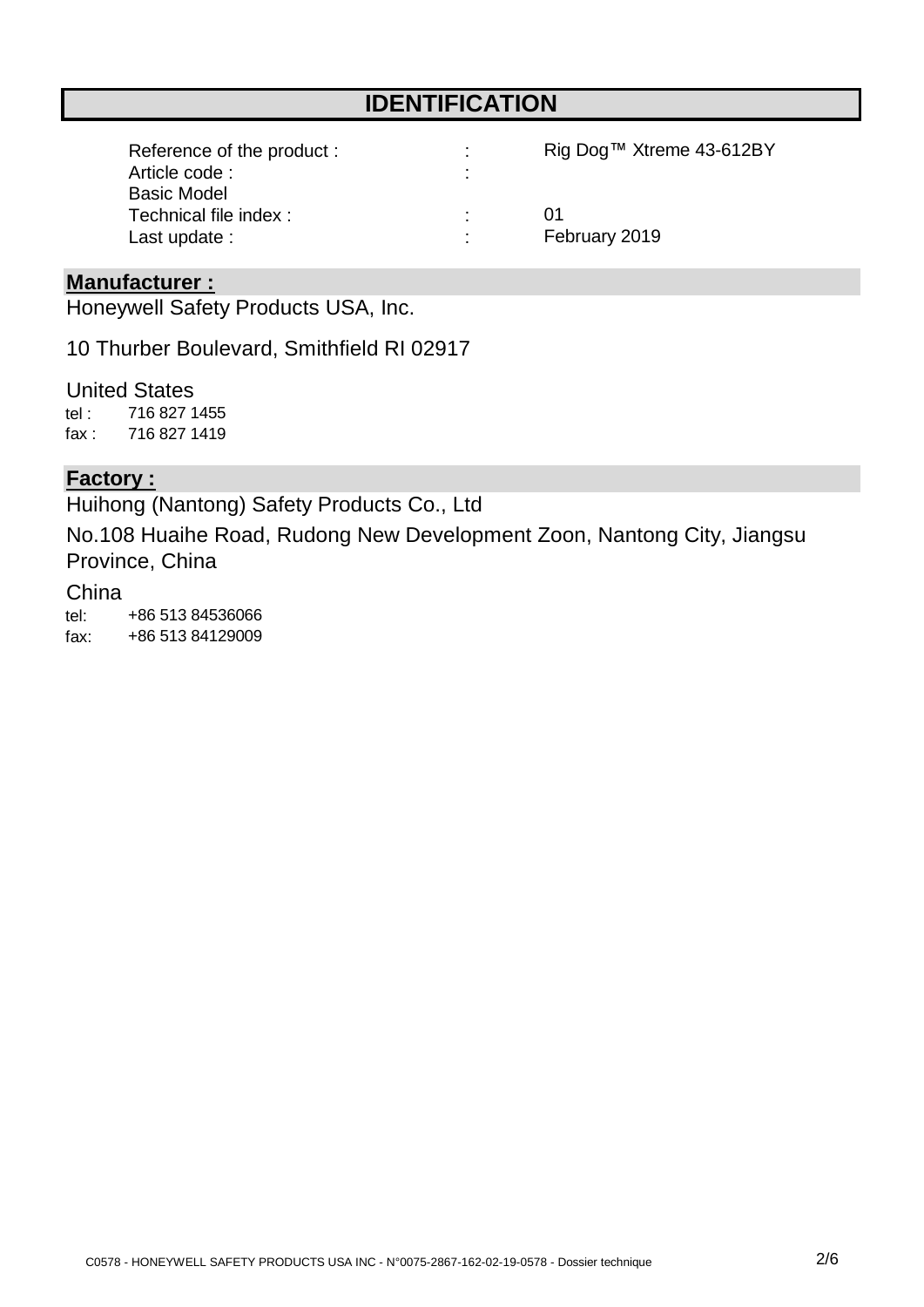# IDENTIFICATION

| | | |
|---|---|---|
| Reference of the product : | : | Rig Dog™ Xtreme 43-612BY |
| Article code : | : | |
| Basic Model | | |
| Technical file index : | : | 01 |
| Last update : | : | February 2019 |

## Manufacturer :

Honeywell Safety Products USA, Inc.

10 Thurber Boulevard, Smithfield RI 02917

United States

tel : 716 827 1455

fax : 716 827 1419

## Factory :

Huihong (Nantong) Safety Products Co., Ltd

No.108 Huaihe Road, Rudong New Development Zoon, Nantong City, Jiangsu Province, China

China

tel: +86 513 84536066

fax: +86 513 84129009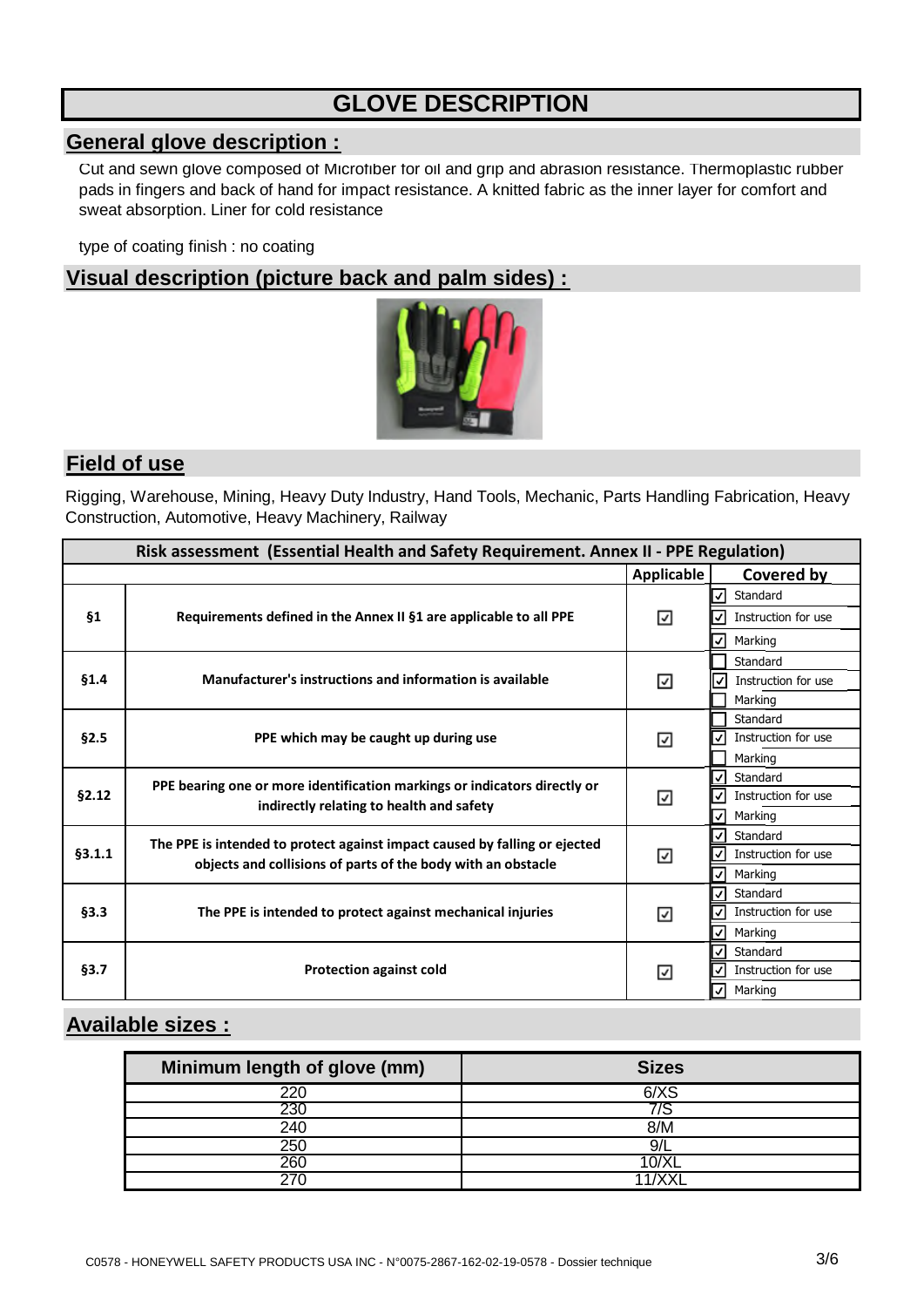# GLOVE DESCRIPTION

## General glove description :

Cut and sewn glove composed of Microfiber for oil and grip and abrasion resistance. Thermoplastic rubber pads in fingers and back of hand for impact resistance. A knitted fabric as the inner layer for comfort and sweat absorption. Liner for cold resistance

type of coating finish : no coating

## Visual description (picture back and palm sides) :

## Field of use

Rigging, Warehouse, Mining, Heavy Duty Industry, Hand Tools, Mechanic, Parts Handling Fabrication, Heavy Construction, Automotive, Heavy Machinery, Railway

| Risk assessment (Essential Health and Safety Requirement. Annex II - PPE Regulation) | | | |
|---|---|---|---|
| | | **Applicable** | **Covered by** |
| **§1** | **Requirements defined in the Annex II §1 are applicable to all PPE** | ☑ | ☑ Standard<br>☑ Instruction for use<br>☑ Marking |
| **§1.4** | **Manufacturer's instructions and information is available** | ☑ | ☐ Standard<br>☑ Instruction for use<br>☐ Marking |
| **§2.5** | **PPE which may be caught up during use** | ☑ | ☐ Standard<br>☑ Instruction for use<br>☐ Marking |
| **§2.12** | **PPE bearing one or more identification markings or indicators directly or indirectly relating to health and safety** | ☑ | ☑ Standard<br>☑ Instruction for use<br>☑ Marking |
| **§3.1.1** | **The PPE is intended to protect against impact caused by falling or ejected objects and collisions of parts of the body with an obstacle** | ☑ | ☑ Standard<br>☑ Instruction for use<br>☑ Marking |
| **§3.3** | **The PPE is intended to protect against mechanical injuries** | ☑ | ☑ Standard<br>☑ Instruction for use<br>☑ Marking |
| **§3.7** | **Protection against cold** | ☑ | ☑ Standard<br>☑ Instruction for use<br>☑ Marking |

## Available sizes :

| Minimum length of glove (mm) | Sizes |
|---|---|
| 220 | 6/XS |
| 230 | 7/S |
| 240 | 8/M |
| 250 | 9/L |
| 260 | 10/XL |
| 270 | 11/XXL |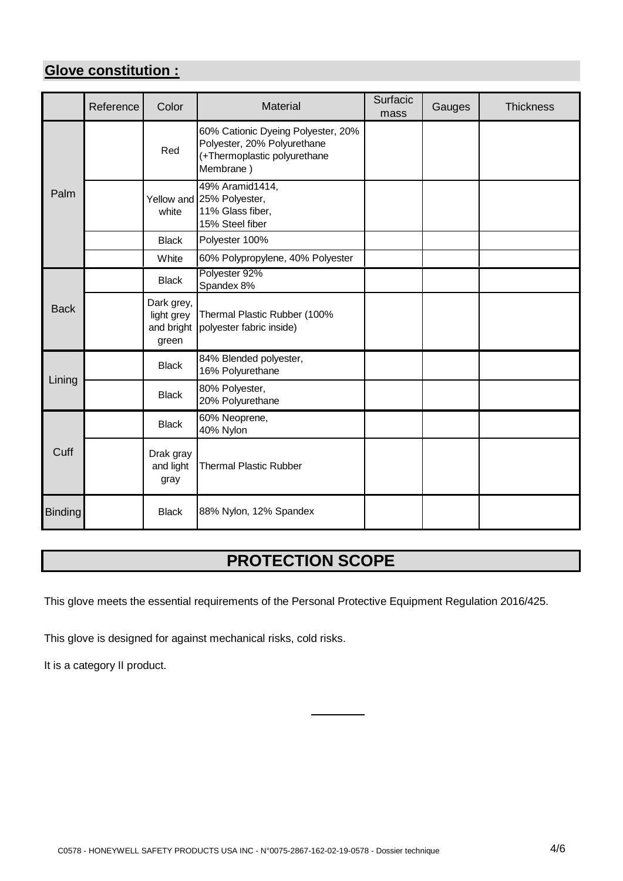## Glove constitution :

| | Reference | Color | Material | Surfacic mass | Gauges | Thickness |
|---|---|---|---|---|---|---|
| Palm | | Red | 60% Cationic Dyeing Polyester, 20% Polyester, 20% Polyurethane (+Thermoplastic polyurethane Membrane ) | | | |
| | | Yellow and white | 49% Aramid1414, 25% Polyester, 11% Glass fiber, 15% Steel fiber | | | |
| | | Black | Polyester 100% | | | |
| | | White | 60% Polypropylene, 40% Polyester | | | |
| Back | | Black | Polyester 92% Spandex 8% | | | |
| | | Dark grey, light grey and bright green | Thermal Plastic Rubber (100% polyester fabric inside) | | | |
| Lining | | Black | 84% Blended polyester, 16% Polyurethane | | | |
| | | Black | 80% Polyester, 20% Polyurethane | | | |
| Cuff | | Black | 60% Neoprene, 40% Nylon | | | |
| | | Drak gray and light gray | Thermal Plastic Rubber | | | |
| Binding | | Black | 88% Nylon, 12% Spandex | | | |

## PROTECTION SCOPE

This glove meets the essential requirements of the Personal Protective Equipment Regulation 2016/425.

This glove is designed for against mechanical risks, cold risks.

It is a category II product.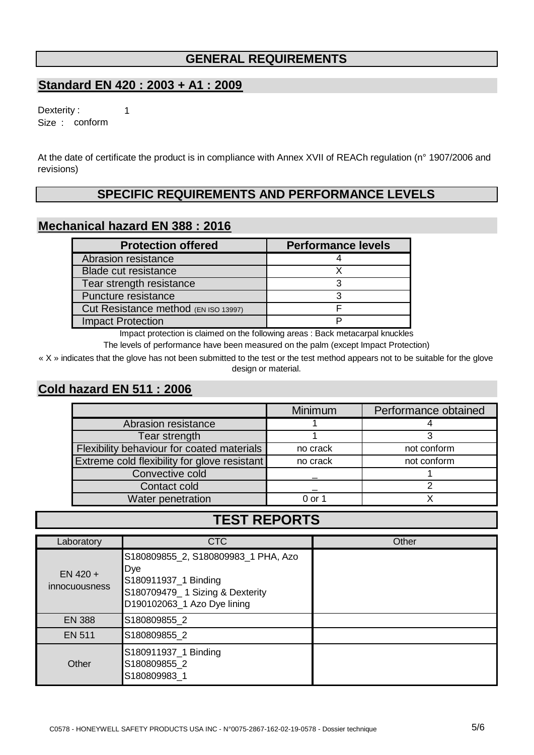## GENERAL REQUIREMENTS

### Standard EN 420 : 2003 + A1 : 2009

Dexterity : 1

Size : conform

At the date of certificate the product is in compliance with Annex XVII of REACh regulation (n° 1907/2006 and revisions)

## SPECIFIC REQUIREMENTS AND PERFORMANCE LEVELS

### Mechanical hazard EN 388 : 2016

| Protection offered | Performance levels |
|---|---|
| Abrasion resistance | 4 |
| Blade cut resistance | X |
| Tear strength resistance | 3 |
| Puncture resistance | 3 |
| Cut Resistance method (EN ISO 13997) | F |
| Impact Protection | P |

Impact protection is claimed on the following areas : Back metacarpal knuckles

The levels of performance have been measured on the palm (except Impact Protection)

« X » indicates that the glove has not been submitted to the test or the test method appears not to be suitable for the glove design or material.

### Cold hazard EN 511 : 2006

| | Minimum | Performance obtained |
|---|---|---|
| Abrasion resistance | 1 | 4 |
| Tear strength | 1 | 3 |
| Flexibility behaviour for coated materials | no crack | not conform |
| Extreme cold flexibility for glove resistant | no crack | not conform |
| Convective cold | _ | 1 |
| Contact cold | _ | 2 |
| Water penetration | 0 or 1 | X |

## TEST REPORTS

| Laboratory | CTC | Other |
|---|---|---|
| EN 420 + innocuousness | S180809855_2, S180809983_1 PHA, Azo Dye<br>S180911937_1 Binding<br>S180709479_ 1 Sizing & Dexterity<br>D190102063_1 Azo Dye lining | |
| EN 388 | S180809855_2 | |
| EN 511 | S180809855_2 | |
| Other | S180911937_1 Binding<br>S180809855_2<br>S180809983_1 | |

C0578 - HONEYWELL SAFETY PRODUCTS USA INC - N°0075-2867-162-02-19-0578 - Dossier technique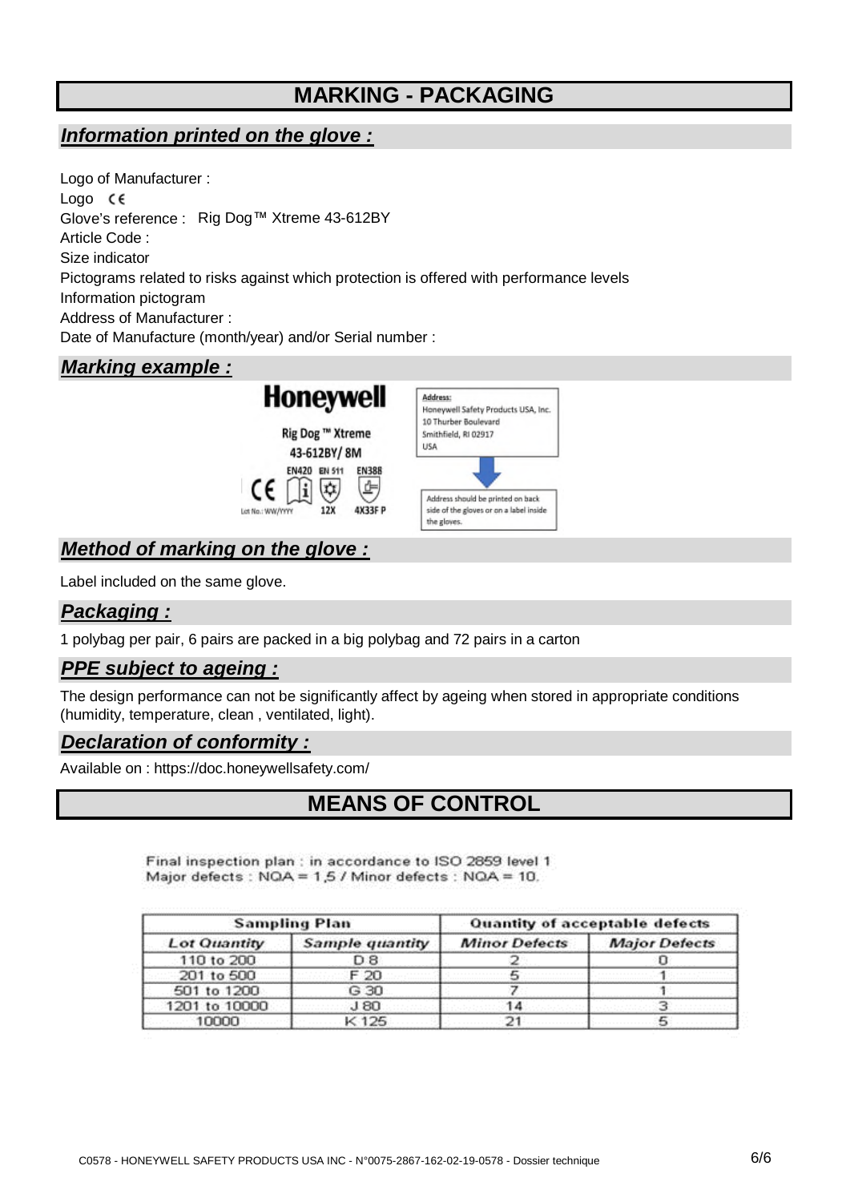# MARKING - PACKAGING

## *Information printed on the glove :*

Logo of Manufacturer :
Logo CE
Glove's reference : Rig Dog™ Xtreme 43-612BY
Article Code :
Size indicator
Pictograms related to risks against which protection is offered with performance levels
Information pictogram
Address of Manufacturer :
Date of Manufacture (month/year) and/or Serial number :

## *Marking example :*

Honeywell

Rig Dog ™ Xtreme
43-612BY/ 8M
EN420 EN 511 EN388
CE
Lot No.: WW/YYYY 12X 4X33F P

Address:
Honeywell Safety Products USA, Inc.
10 Thurber Boulevard
Smithfield, RI 02917
USA

Address should be printed on back side of the gloves or on a label inside the gloves.

## *Method of marking on the glove :*

Label included on the same glove.

## *Packaging :*

1 polybag per pair, 6 pairs are packed in a big polybag and 72 pairs in a carton

## *PPE subject to ageing :*

The design performance can not be significantly affect by ageing when stored in appropriate conditions (humidity, temperature, clean , ventilated, light).

## *Declaration of conformity :*

Available on : https://doc.honeywellsafety.com/

# MEANS OF CONTROL

Final inspection plan : in accordance to ISO 2859 level 1
Major defects : NQA = 1,5 / Minor defects : NQA = 10.

| Sampling Plan | | Quantity of acceptable defects | |
|---|---|---|---|
| *Lot Quantity* | *Sample quantity* | *Minor Defects* | *Major Defects* |
| 110 to 200 | D 8 | 2 | 0 |
| 201 to 500 | F 20 | 5 | 1 |
| 501 to 1200 | G 30 | 7 | 1 |
| 1201 to 10000 | J 80 | 14 | 3 |
| 10000 | K 125 | 21 | 5 |

C0578 - HONEYWELL SAFETY PRODUCTS USA INC - N°0075-2867-162-02-19-0578 - Dossier technique